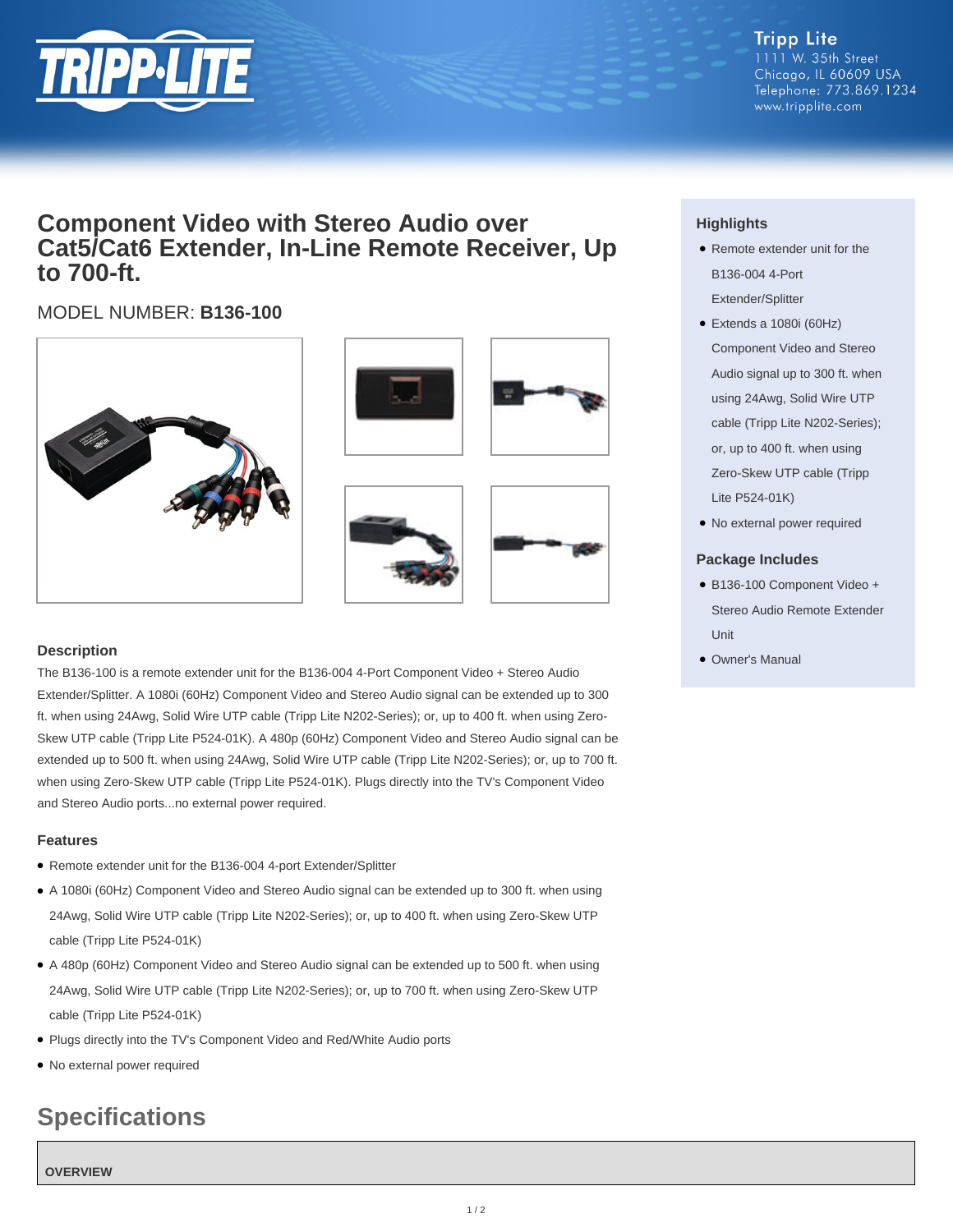Tripp Lite
1111 W. 35th Street
Chicago, IL 60609 USA
Telephone: 773.869.1234
www.tripplite.com

# Component Video with Stereo Audio over Cat5/Cat6 Extender, In-Line Remote Receiver, Up to 700-ft.

MODEL NUMBER: **B136-100**

### Highlights

- Remote extender unit for the B136-004 4-Port Extender/Splitter
- Extends a 1080i (60Hz) Component Video and Stereo Audio signal up to 300 ft. when using 24Awg, Solid Wire UTP cable (Tripp Lite N202-Series); or, up to 400 ft. when using Zero-Skew UTP cable (Tripp Lite P524-01K)
- No external power required

### Package Includes

- B136-100 Component Video + Stereo Audio Remote Extender Unit
- Owner's Manual

### Description

The B136-100 is a remote extender unit for the B136-004 4-Port Component Video + Stereo Audio Extender/Splitter. A 1080i (60Hz) Component Video and Stereo Audio signal can be extended up to 300 ft. when using 24Awg, Solid Wire UTP cable (Tripp Lite N202-Series); or, up to 400 ft. when using Zero-Skew UTP cable (Tripp Lite P524-01K). A 480p (60Hz) Component Video and Stereo Audio signal can be extended up to 500 ft. when using 24Awg, Solid Wire UTP cable (Tripp Lite N202-Series); or, up to 700 ft. when using Zero-Skew UTP cable (Tripp Lite P524-01K). Plugs directly into the TV's Component Video and Stereo Audio ports...no external power required.

### Features

- Remote extender unit for the B136-004 4-port Extender/Splitter
- A 1080i (60Hz) Component Video and Stereo Audio signal can be extended up to 300 ft. when using 24Awg, Solid Wire UTP cable (Tripp Lite N202-Series); or, up to 400 ft. when using Zero-Skew UTP cable (Tripp Lite P524-01K)
- A 480p (60Hz) Component Video and Stereo Audio signal can be extended up to 500 ft. when using 24Awg, Solid Wire UTP cable (Tripp Lite N202-Series); or, up to 700 ft. when using Zero-Skew UTP cable (Tripp Lite P524-01K)
- Plugs directly into the TV's Component Video and Red/White Audio ports
- No external power required

## Specifications

| OVERVIEW |
| --- |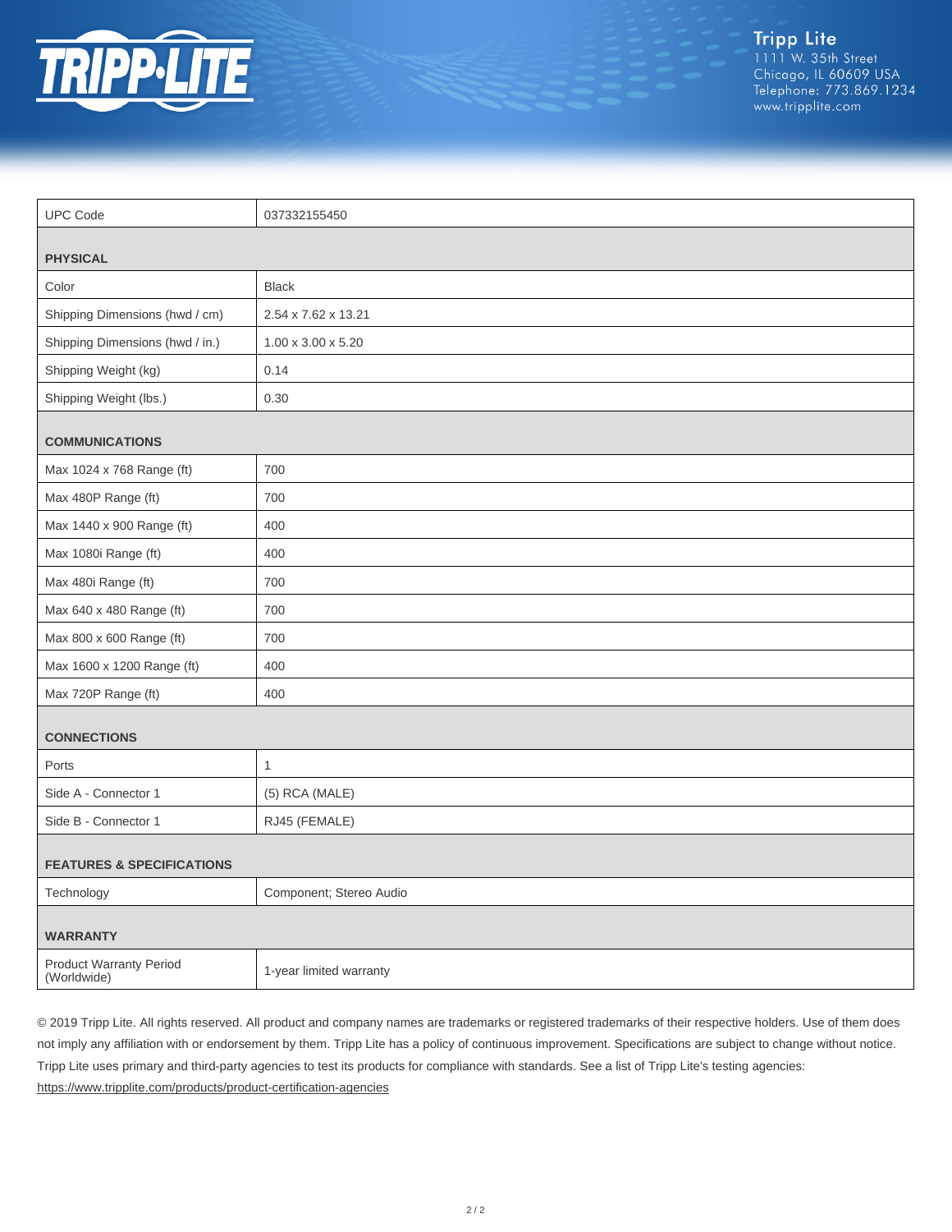| | |
|---|---|
| UPC Code | 037332155450 |
| **PHYSICAL** | |
| Color | Black |
| Shipping Dimensions (hwd / cm) | 2.54 x 7.62 x 13.21 |
| Shipping Dimensions (hwd / in.) | 1.00 x 3.00 x 5.20 |
| Shipping Weight (kg) | 0.14 |
| Shipping Weight (lbs.) | 0.30 |
| **COMMUNICATIONS** | |
| Max 1024 x 768 Range (ft) | 700 |
| Max 480P Range (ft) | 700 |
| Max 1440 x 900 Range (ft) | 400 |
| Max 1080i Range (ft) | 400 |
| Max 480i Range (ft) | 700 |
| Max 640 x 480 Range (ft) | 700 |
| Max 800 x 600 Range (ft) | 700 |
| Max 1600 x 1200 Range (ft) | 400 |
| Max 720P Range (ft) | 400 |
| **CONNECTIONS** | |
| Ports | 1 |
| Side A - Connector 1 | (5) RCA (MALE) |
| Side B - Connector 1 | RJ45 (FEMALE) |
| **FEATURES & SPECIFICATIONS** | |
| Technology | Component; Stereo Audio |
| **WARRANTY** | |
| Product Warranty Period (Worldwide) | 1-year limited warranty |

© 2019 Tripp Lite. All rights reserved. All product and company names are trademarks or registered trademarks of their respective holders. Use of them does not imply any affiliation with or endorsement by them. Tripp Lite has a policy of continuous improvement. Specifications are subject to change without notice. Tripp Lite uses primary and third-party agencies to test its products for compliance with standards. See a list of Tripp Lite's testing agencies: https://www.tripplite.com/products/product-certification-agencies